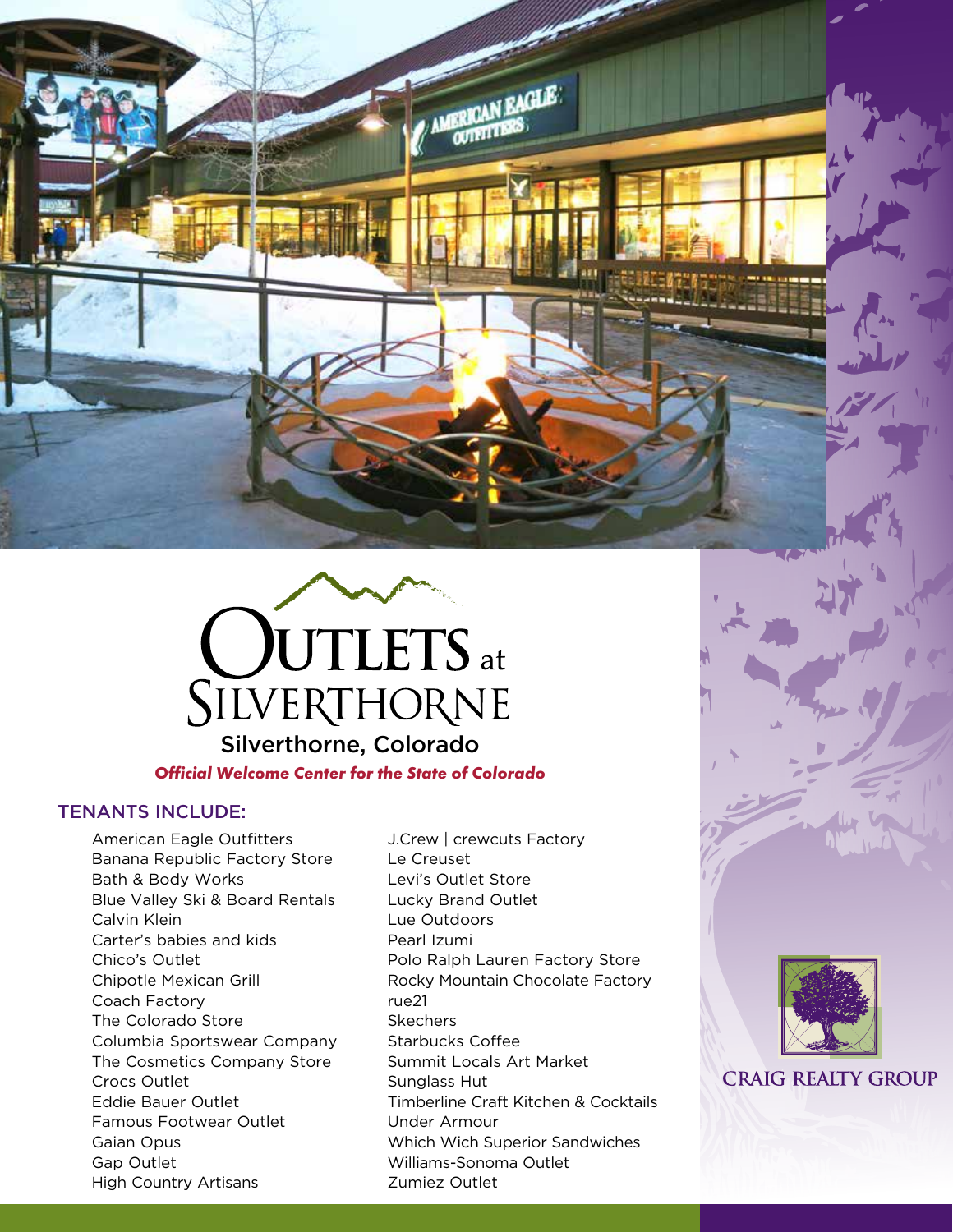# Outlets at Silverthorne

## Silverthorne, Colorado

***Official Welcome Center for the State of Colorado***

## TENANTS INCLUDE:

- American Eagle Outfitters
- Banana Republic Factory Store
- Bath & Body Works
- Blue Valley Ski & Board Rentals
- Calvin Klein
- Carter's babies and kids
- Chico's Outlet
- Chipotle Mexican Grill
- Coach Factory
- The Colorado Store
- Columbia Sportswear Company
- The Cosmetics Company Store
- Crocs Outlet
- Eddie Bauer Outlet
- Famous Footwear Outlet
- Gaian Opus
- Gap Outlet
- High Country Artisans
- J.Crew | crewcuts Factory
- Le Creuset
- Levi's Outlet Store
- Lucky Brand Outlet
- Lue Outdoors
- Pearl Izumi
- Polo Ralph Lauren Factory Store
- Rocky Mountain Chocolate Factory
- rue21
- Skechers
- Starbucks Coffee
- Summit Locals Art Market
- Sunglass Hut
- Timberline Craft Kitchen & Cocktails
- Under Armour
- Which Wich Superior Sandwiches
- Williams-Sonoma Outlet
- Zumiez Outlet

CRAIG REALTY GROUP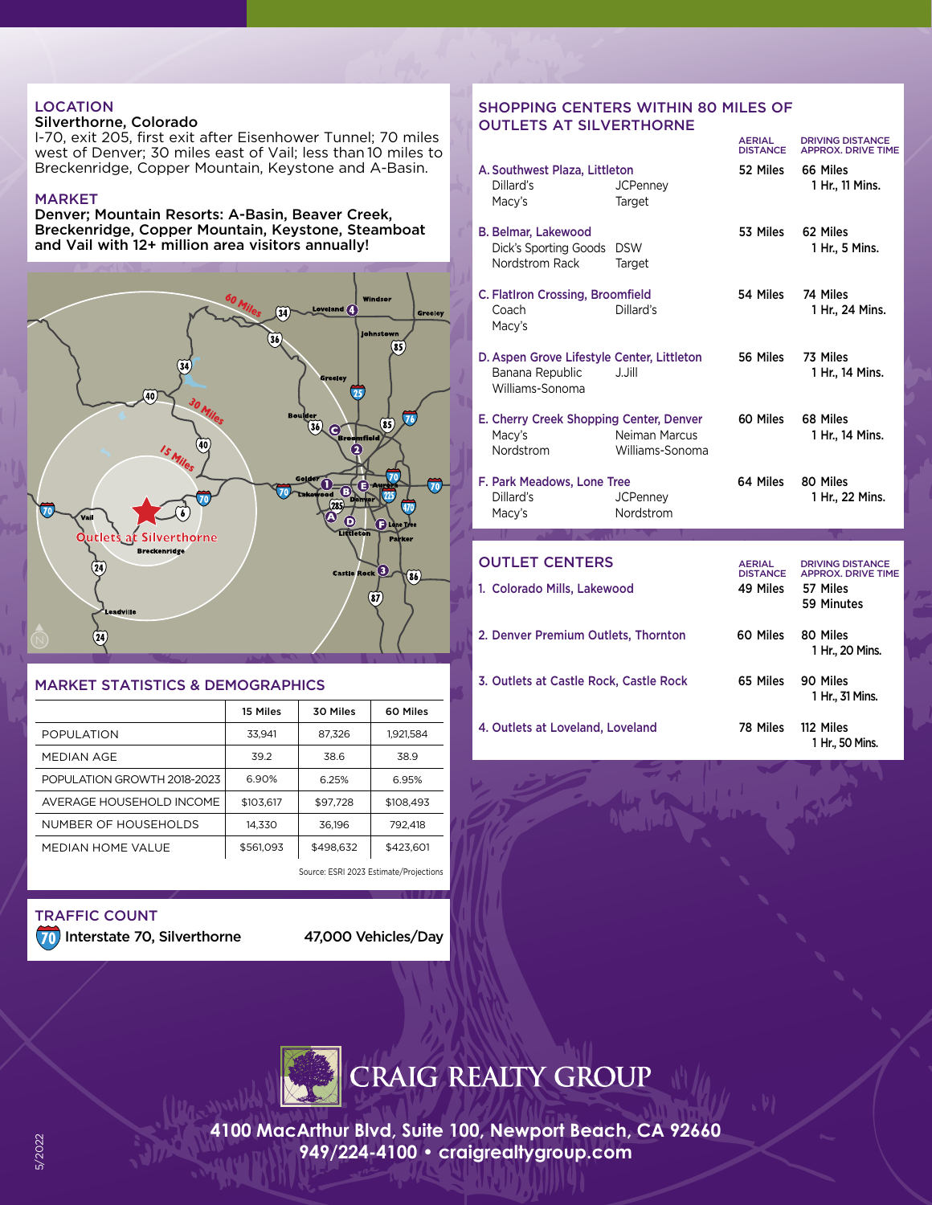## LOCATION

**Silverthorne, Colorado**

I-70, exit 205, first exit after Eisenhower Tunnel; 70 miles west of Denver; 30 miles east of Vail; less than 10 miles to Breckenridge, Copper Mountain, Keystone and A-Basin.

## MARKET

**Denver; Mountain Resorts: A-Basin, Beaver Creek, Breckenridge, Copper Mountain, Keystone, Steamboat and Vail with 12+ million area visitors annually!**

60 Miles
30 Miles
15 Miles
Outlets at Silverthorne
Breckenridge
Vail
Leadville
Loveland
Windsor
Greeley
Johnstown
Boulder
Broomfield
Golden
Lakewood
Denver
Aurora
Littleton
Lone Tree
Parker
Castle Rock

## MARKET STATISTICS & DEMOGRAPHICS

| | 15 Miles | 30 Miles | 60 Miles |
|---|---|---|---|
| POPULATION | 33,941 | 87,326 | 1,921,584 |
| MEDIAN AGE | 39.2 | 38.6 | 38.9 |
| POPULATION GROWTH 2018-2023 | 6.90% | 6.25% | 6.95% |
| AVERAGE HOUSEHOLD INCOME | $103,617 | $97,728 | $108,493 |
| NUMBER OF HOUSEHOLDS | 14,330 | 36,196 | 792,418 |
| MEDIAN HOME VALUE | $561,093 | $498,632 | $423,601 |

Source: ESRI 2023 Estimate/Projections

## TRAFFIC COUNT

Interstate 70, Silverthorne — 47,000 Vehicles/Day

## SHOPPING CENTERS WITHIN 80 MILES OF OUTLETS AT SILVERTHORNE

| | Aerial Distance | Driving Distance / Approx. Drive Time |
|---|---|---|
| **A. Southwest Plaza, Littleton** — Dillard's, JCPenney, Macy's, Target | 52 Miles | 66 Miles, 1 Hr., 11 Mins. |
| **B. Belmar, Lakewood** — Dick's Sporting Goods, DSW, Nordstrom Rack, Target | 53 Miles | 62 Miles, 1 Hr., 5 Mins. |
| **C. FlatIron Crossing, Broomfield** — Coach, Dillard's, Macy's | 54 Miles | 74 Miles, 1 Hr., 24 Mins. |
| **D. Aspen Grove Lifestyle Center, Littleton** — Banana Republic, J.Jill, Williams-Sonoma | 56 Miles | 73 Miles, 1 Hr., 14 Mins. |
| **E. Cherry Creek Shopping Center, Denver** — Macy's, Neiman Marcus, Nordstrom, Williams-Sonoma | 60 Miles | 68 Miles, 1 Hr., 14 Mins. |
| **F. Park Meadows, Lone Tree** — Dillard's, JCPenney, Macy's, Nordstrom | 64 Miles | 80 Miles, 1 Hr., 22 Mins. |

## OUTLET CENTERS

| | Aerial Distance | Driving Distance / Approx. Drive Time |
|---|---|---|
| 1. Colorado Mills, Lakewood | 49 Miles | 57 Miles, 59 Minutes |
| 2. Denver Premium Outlets, Thornton | 60 Miles | 80 Miles, 1 Hr., 20 Mins. |
| 3. Outlets at Castle Rock, Castle Rock | 65 Miles | 90 Miles, 1 Hr., 31 Mins. |
| 4. Outlets at Loveland, Loveland | 78 Miles | 112 Miles, 1 Hr., 50 Mins. |

**CRAIG REALTY GROUP**

**4100 MacArthur Blvd, Suite 100, Newport Beach, CA 92660**
**949/224-4100 • craigrealtygroup.com**

5/2022